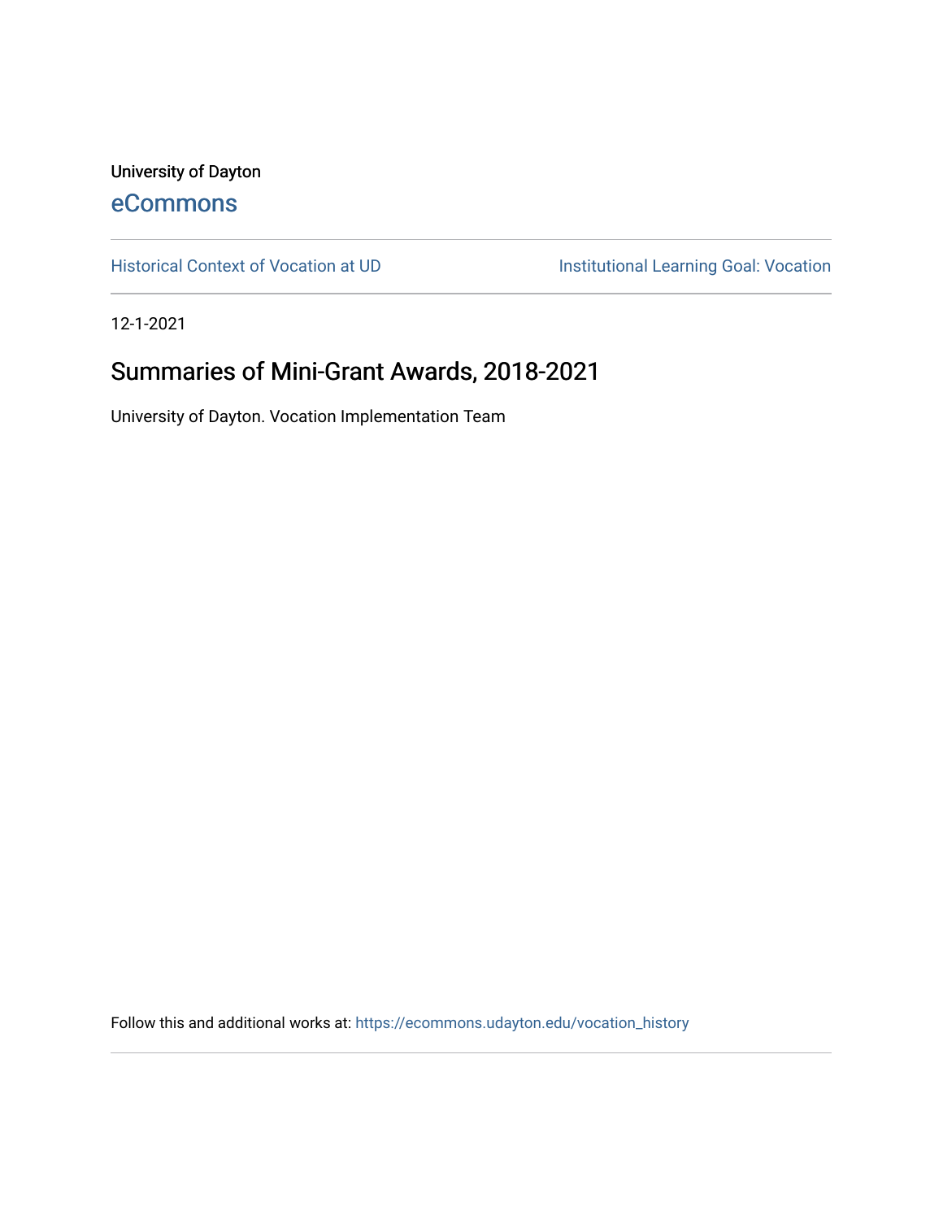University of Dayton

eCommons

Historical Context of Vocation at UD | Institutional Learning Goal: Vocation

12-1-2021

# Summaries of Mini-Grant Awards, 2018-2021

University of Dayton. Vocation Implementation Team

Follow this and additional works at: https://ecommons.udayton.edu/vocation_history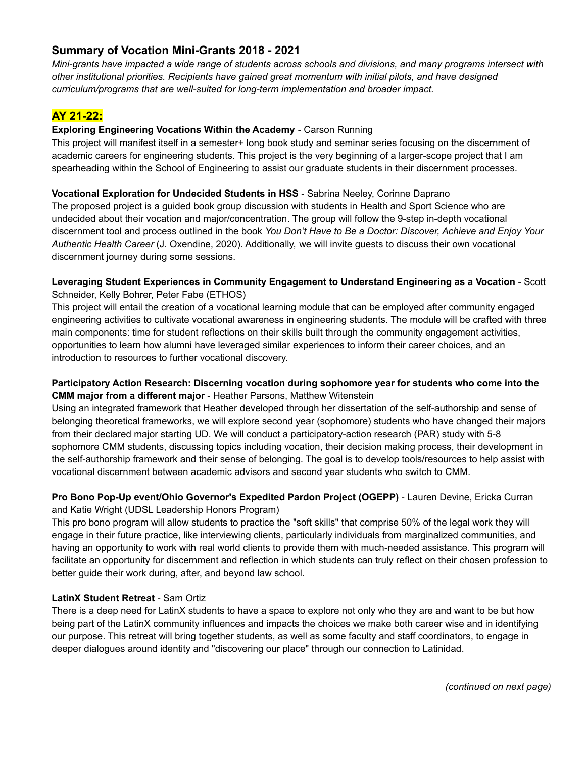## Summary of Vocation Mini-Grants 2018 - 2021

*Mini-grants have impacted a wide range of students across schools and divisions, and many programs intersect with other institutional priorities. Recipients have gained great momentum with initial pilots, and have designed curriculum/programs that are well-suited for long-term implementation and broader impact.*

## AY 21-22:

**Exploring Engineering Vocations Within the Academy** - Carson Running

This project will manifest itself in a semester+ long book study and seminar series focusing on the discernment of academic careers for engineering students. This project is the very beginning of a larger-scope project that I am spearheading within the School of Engineering to assist our graduate students in their discernment processes.

**Vocational Exploration for Undecided Students in HSS** - Sabrina Neeley, Corinne Daprano

The proposed project is a guided book group discussion with students in Health and Sport Science who are undecided about their vocation and major/concentration. The group will follow the 9-step in-depth vocational discernment tool and process outlined in the book *You Don't Have to Be a Doctor: Discover, Achieve and Enjoy Your Authentic Health Career* (J. Oxendine, 2020). Additionally, we will invite guests to discuss their own vocational discernment journey during some sessions.

**Leveraging Student Experiences in Community Engagement to Understand Engineering as a Vocation** - Scott Schneider, Kelly Bohrer, Peter Fabe (ETHOS)

This project will entail the creation of a vocational learning module that can be employed after community engaged engineering activities to cultivate vocational awareness in engineering students. The module will be crafted with three main components: time for student reflections on their skills built through the community engagement activities, opportunities to learn how alumni have leveraged similar experiences to inform their career choices, and an introduction to resources to further vocational discovery.

**Participatory Action Research: Discerning vocation during sophomore year for students who come into the CMM major from a different major** - Heather Parsons, Matthew Witenstein

Using an integrated framework that Heather developed through her dissertation of the self-authorship and sense of belonging theoretical frameworks, we will explore second year (sophomore) students who have changed their majors from their declared major starting UD. We will conduct a participatory-action research (PAR) study with 5-8 sophomore CMM students, discussing topics including vocation, their decision making process, their development in the self-authorship framework and their sense of belonging. The goal is to develop tools/resources to help assist with vocational discernment between academic advisors and second year students who switch to CMM.

**Pro Bono Pop-Up event/Ohio Governor's Expedited Pardon Project (OGEPP)** - Lauren Devine, Ericka Curran and Katie Wright (UDSL Leadership Honors Program)

This pro bono program will allow students to practice the "soft skills" that comprise 50% of the legal work they will engage in their future practice, like interviewing clients, particularly individuals from marginalized communities, and having an opportunity to work with real world clients to provide them with much-needed assistance. This program will facilitate an opportunity for discernment and reflection in which students can truly reflect on their chosen profession to better guide their work during, after, and beyond law school.

**LatinX Student Retreat** - Sam Ortiz

There is a deep need for LatinX students to have a space to explore not only who they are and want to be but how being part of the LatinX community influences and impacts the choices we make both career wise and in identifying our purpose. This retreat will bring together students, as well as some faculty and staff coordinators, to engage in deeper dialogues around identity and "discovering our place" through our connection to Latinidad.

*(continued on next page)*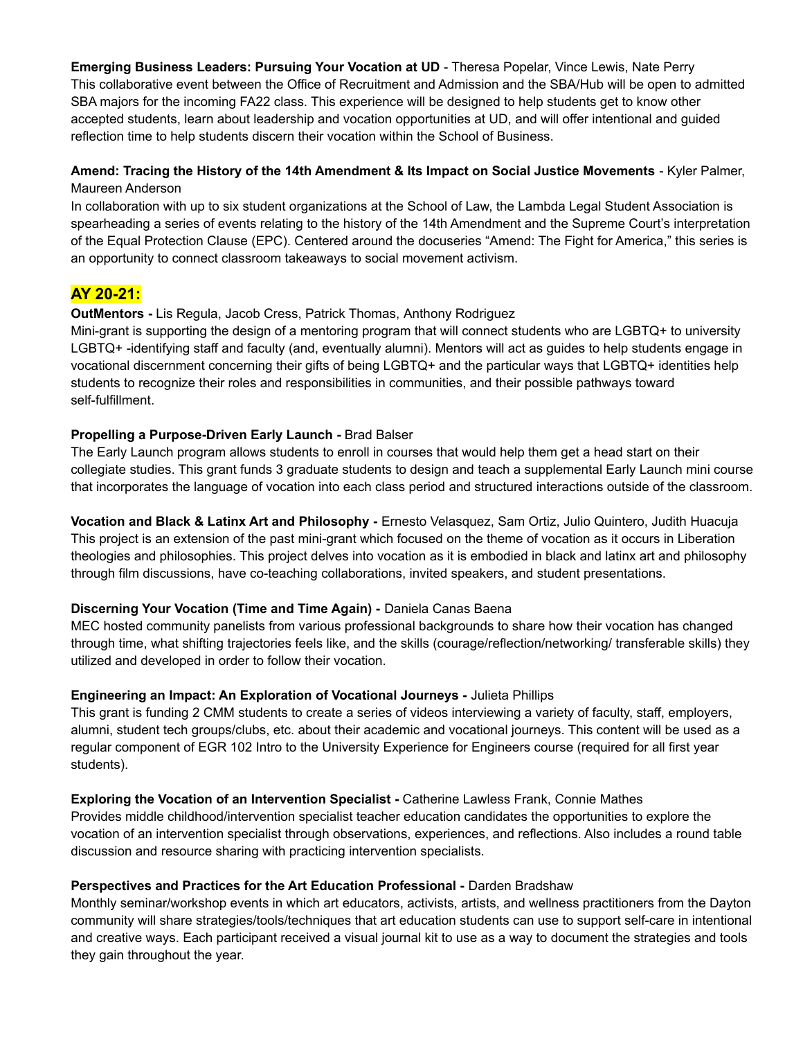**Emerging Business Leaders: Pursuing Your Vocation at UD** - Theresa Popelar, Vince Lewis, Nate Perry
This collaborative event between the Office of Recruitment and Admission and the SBA/Hub will be open to admitted SBA majors for the incoming FA22 class. This experience will be designed to help students get to know other accepted students, learn about leadership and vocation opportunities at UD, and will offer intentional and guided reflection time to help students discern their vocation within the School of Business.

**Amend: Tracing the History of the 14th Amendment & Its Impact on Social Justice Movements** - Kyler Palmer, Maureen Anderson
In collaboration with up to six student organizations at the School of Law, the Lambda Legal Student Association is spearheading a series of events relating to the history of the 14th Amendment and the Supreme Court's interpretation of the Equal Protection Clause (EPC). Centered around the docuseries "Amend: The Fight for America," this series is an opportunity to connect classroom takeaways to social movement activism.

## AY 20-21:

**OutMentors -** Lis Regula, Jacob Cress, Patrick Thomas, Anthony Rodriguez
Mini-grant is supporting the design of a mentoring program that will connect students who are LGBTQ+ to university LGBTQ+ -identifying staff and faculty (and, eventually alumni). Mentors will act as guides to help students engage in vocational discernment concerning their gifts of being LGBTQ+ and the particular ways that LGBTQ+ identities help students to recognize their roles and responsibilities in communities, and their possible pathways toward self-fulfillment.

**Propelling a Purpose-Driven Early Launch -** Brad Balser
The Early Launch program allows students to enroll in courses that would help them get a head start on their collegiate studies. This grant funds 3 graduate students to design and teach a supplemental Early Launch mini course that incorporates the language of vocation into each class period and structured interactions outside of the classroom.

**Vocation and Black & Latinx Art and Philosophy -** Ernesto Velasquez, Sam Ortiz, Julio Quintero, Judith Huacuja
This project is an extension of the past mini-grant which focused on the theme of vocation as it occurs in Liberation theologies and philosophies. This project delves into vocation as it is embodied in black and latinx art and philosophy through film discussions, have co-teaching collaborations, invited speakers, and student presentations.

**Discerning Your Vocation (Time and Time Again) -** Daniela Canas Baena
MEC hosted community panelists from various professional backgrounds to share how their vocation has changed through time, what shifting trajectories feels like, and the skills (courage/reflection/networking/ transferable skills) they utilized and developed in order to follow their vocation.

**Engineering an Impact: An Exploration of Vocational Journeys -** Julieta Phillips
This grant is funding 2 CMM students to create a series of videos interviewing a variety of faculty, staff, employers, alumni, student tech groups/clubs, etc. about their academic and vocational journeys. This content will be used as a regular component of EGR 102 Intro to the University Experience for Engineers course (required for all first year students).

**Exploring the Vocation of an Intervention Specialist -** Catherine Lawless Frank, Connie Mathes
Provides middle childhood/intervention specialist teacher education candidates the opportunities to explore the vocation of an intervention specialist through observations, experiences, and reflections. Also includes a round table discussion and resource sharing with practicing intervention specialists.

**Perspectives and Practices for the Art Education Professional -** Darden Bradshaw
Monthly seminar/workshop events in which art educators, activists, artists, and wellness practitioners from the Dayton community will share strategies/tools/techniques that art education students can use to support self-care in intentional and creative ways. Each participant received a visual journal kit to use as a way to document the strategies and tools they gain throughout the year.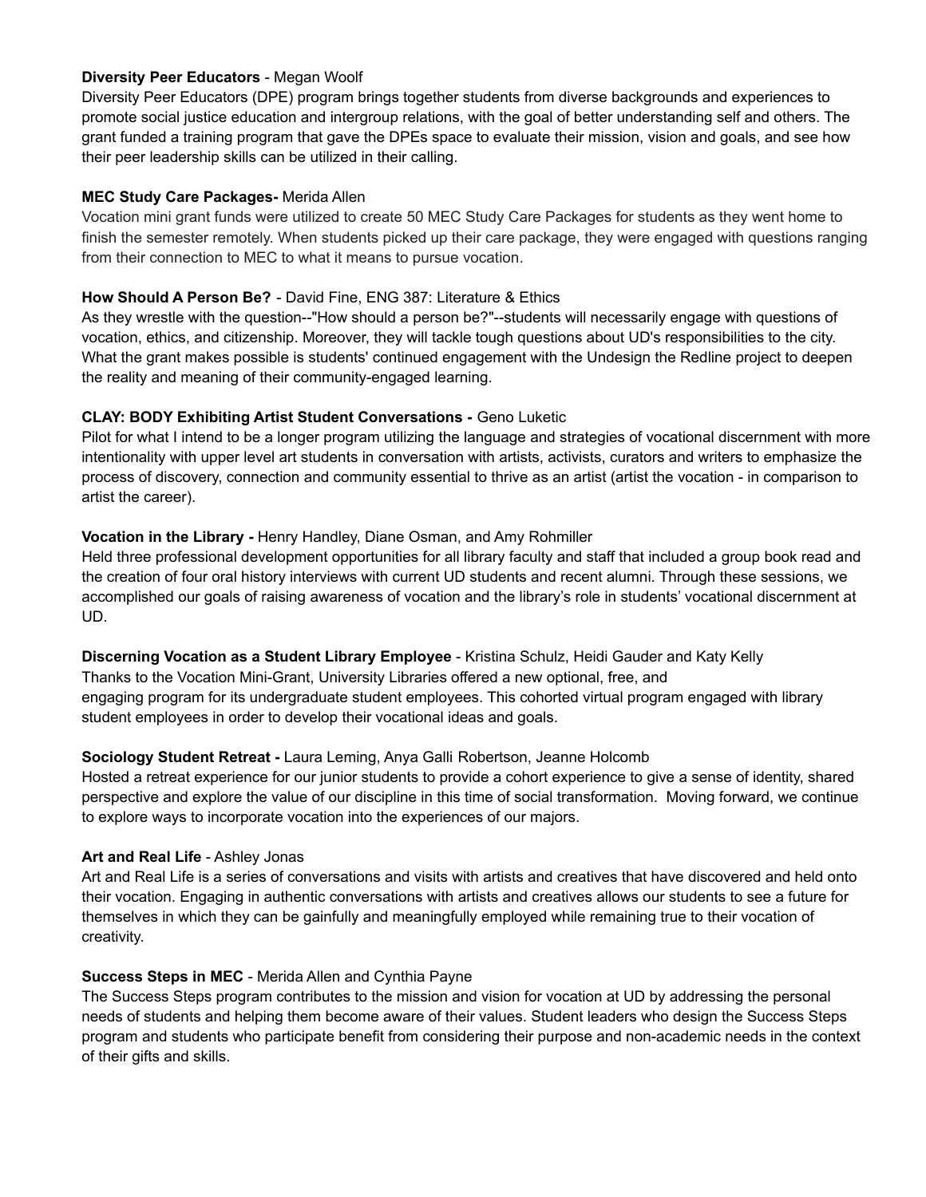**Diversity Peer Educators** - Megan Woolf
Diversity Peer Educators (DPE) program brings together students from diverse backgrounds and experiences to promote social justice education and intergroup relations, with the goal of better understanding self and others. The grant funded a training program that gave the DPEs space to evaluate their mission, vision and goals, and see how their peer leadership skills can be utilized in their calling.

**MEC Study Care Packages-** Merida Allen
Vocation mini grant funds were utilized to create 50 MEC Study Care Packages for students as they went home to finish the semester remotely. When students picked up their care package, they were engaged with questions ranging from their connection to MEC to what it means to pursue vocation.

**How Should A Person Be?** - David Fine, ENG 387: Literature & Ethics
As they wrestle with the question--"How should a person be?"--students will necessarily engage with questions of vocation, ethics, and citizenship. Moreover, they will tackle tough questions about UD's responsibilities to the city. What the grant makes possible is students' continued engagement with the Undesign the Redline project to deepen the reality and meaning of their community-engaged learning.

**CLAY: BODY Exhibiting Artist Student Conversations -** Geno Luketic
Pilot for what I intend to be a longer program utilizing the language and strategies of vocational discernment with more intentionality with upper level art students in conversation with artists, activists, curators and writers to emphasize the process of discovery, connection and community essential to thrive as an artist (artist the vocation - in comparison to artist the career).

**Vocation in the Library -** Henry Handley, Diane Osman, and Amy Rohmiller
Held three professional development opportunities for all library faculty and staff that included a group book read and the creation of four oral history interviews with current UD students and recent alumni. Through these sessions, we accomplished our goals of raising awareness of vocation and the library's role in students' vocational discernment at UD.

**Discerning Vocation as a Student Library Employee** - Kristina Schulz, Heidi Gauder and Katy Kelly
Thanks to the Vocation Mini-Grant, University Libraries offered a new optional, free, and engaging program for its undergraduate student employees. This cohorted virtual program engaged with library student employees in order to develop their vocational ideas and goals.

**Sociology Student Retreat -** Laura Leming, Anya Galli Robertson, Jeanne Holcomb
Hosted a retreat experience for our junior students to provide a cohort experience to give a sense of identity, shared perspective and explore the value of our discipline in this time of social transformation. Moving forward, we continue to explore ways to incorporate vocation into the experiences of our majors.

**Art and Real Life** - Ashley Jonas
Art and Real Life is a series of conversations and visits with artists and creatives that have discovered and held onto their vocation. Engaging in authentic conversations with artists and creatives allows our students to see a future for themselves in which they can be gainfully and meaningfully employed while remaining true to their vocation of creativity.

**Success Steps in MEC** - Merida Allen and Cynthia Payne
The Success Steps program contributes to the mission and vision for vocation at UD by addressing the personal needs of students and helping them become aware of their values. Student leaders who design the Success Steps program and students who participate benefit from considering their purpose and non-academic needs in the context of their gifts and skills.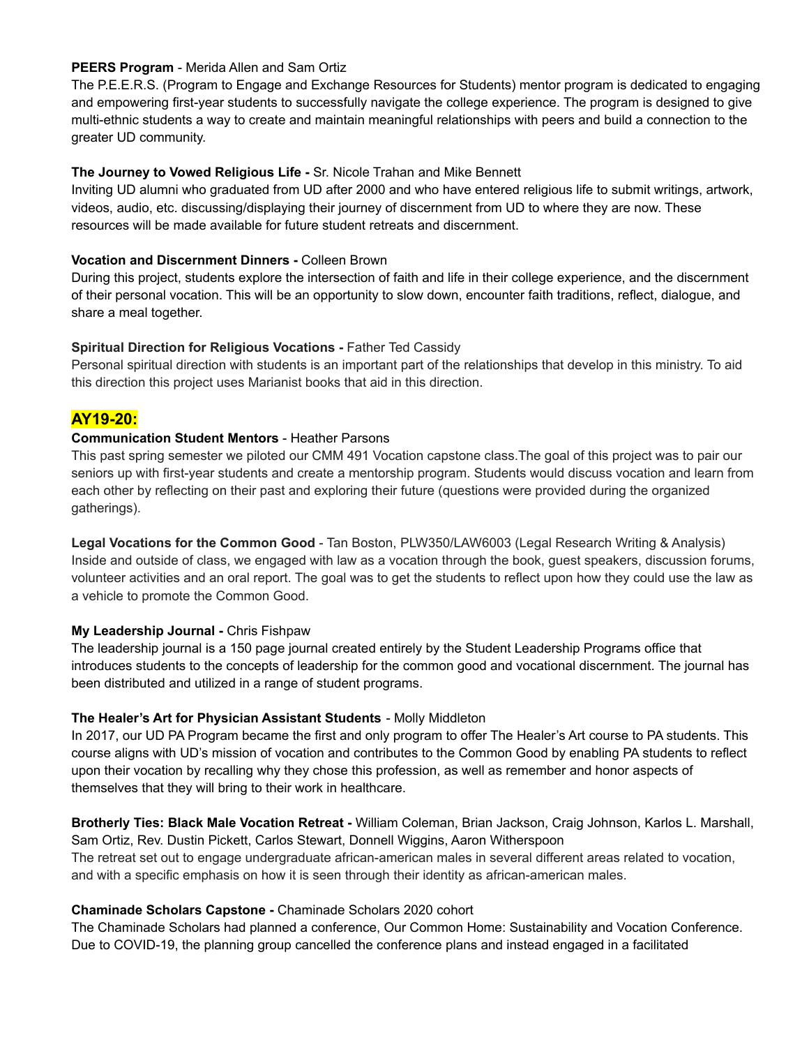**PEERS Program** - Merida Allen and Sam Ortiz
The P.E.E.R.S. (Program to Engage and Exchange Resources for Students) mentor program is dedicated to engaging and empowering first-year students to successfully navigate the college experience. The program is designed to give multi-ethnic students a way to create and maintain meaningful relationships with peers and build a connection to the greater UD community.

**The Journey to Vowed Religious Life -** Sr. Nicole Trahan and Mike Bennett
Inviting UD alumni who graduated from UD after 2000 and who have entered religious life to submit writings, artwork, videos, audio, etc. discussing/displaying their journey of discernment from UD to where they are now. These resources will be made available for future student retreats and discernment.

**Vocation and Discernment Dinners -** Colleen Brown
During this project, students explore the intersection of faith and life in their college experience, and the discernment of their personal vocation. This will be an opportunity to slow down, encounter faith traditions, reflect, dialogue, and share a meal together.

**Spiritual Direction for Religious Vocations -** Father Ted Cassidy
Personal spiritual direction with students is an important part of the relationships that develop in this ministry. To aid this direction this project uses Marianist books that aid in this direction.

## AY19-20:

**Communication Student Mentors** - Heather Parsons
This past spring semester we piloted our CMM 491 Vocation capstone class.The goal of this project was to pair our seniors up with first-year students and create a mentorship program. Students would discuss vocation and learn from each other by reflecting on their past and exploring their future (questions were provided during the organized gatherings).

**Legal Vocations for the Common Good** - Tan Boston, PLW350/LAW6003 (Legal Research Writing & Analysis)
Inside and outside of class, we engaged with law as a vocation through the book, guest speakers, discussion forums, volunteer activities and an oral report. The goal was to get the students to reflect upon how they could use the law as a vehicle to promote the Common Good.

**My Leadership Journal -** Chris Fishpaw
The leadership journal is a 150 page journal created entirely by the Student Leadership Programs office that introduces students to the concepts of leadership for the common good and vocational discernment. The journal has been distributed and utilized in a range of student programs.

**The Healer's Art for Physician Assistant Students** - Molly Middleton
In 2017, our UD PA Program became the first and only program to offer The Healer's Art course to PA students. This course aligns with UD's mission of vocation and contributes to the Common Good by enabling PA students to reflect upon their vocation by recalling why they chose this profession, as well as remember and honor aspects of themselves that they will bring to their work in healthcare.

**Brotherly Ties: Black Male Vocation Retreat -** William Coleman, Brian Jackson, Craig Johnson, Karlos L. Marshall, Sam Ortiz, Rev. Dustin Pickett, Carlos Stewart, Donnell Wiggins, Aaron Witherspoon
The retreat set out to engage undergraduate african-american males in several different areas related to vocation, and with a specific emphasis on how it is seen through their identity as african-american males.

**Chaminade Scholars Capstone -** Chaminade Scholars 2020 cohort
The Chaminade Scholars had planned a conference, Our Common Home: Sustainability and Vocation Conference. Due to COVID-19, the planning group cancelled the conference plans and instead engaged in a facilitated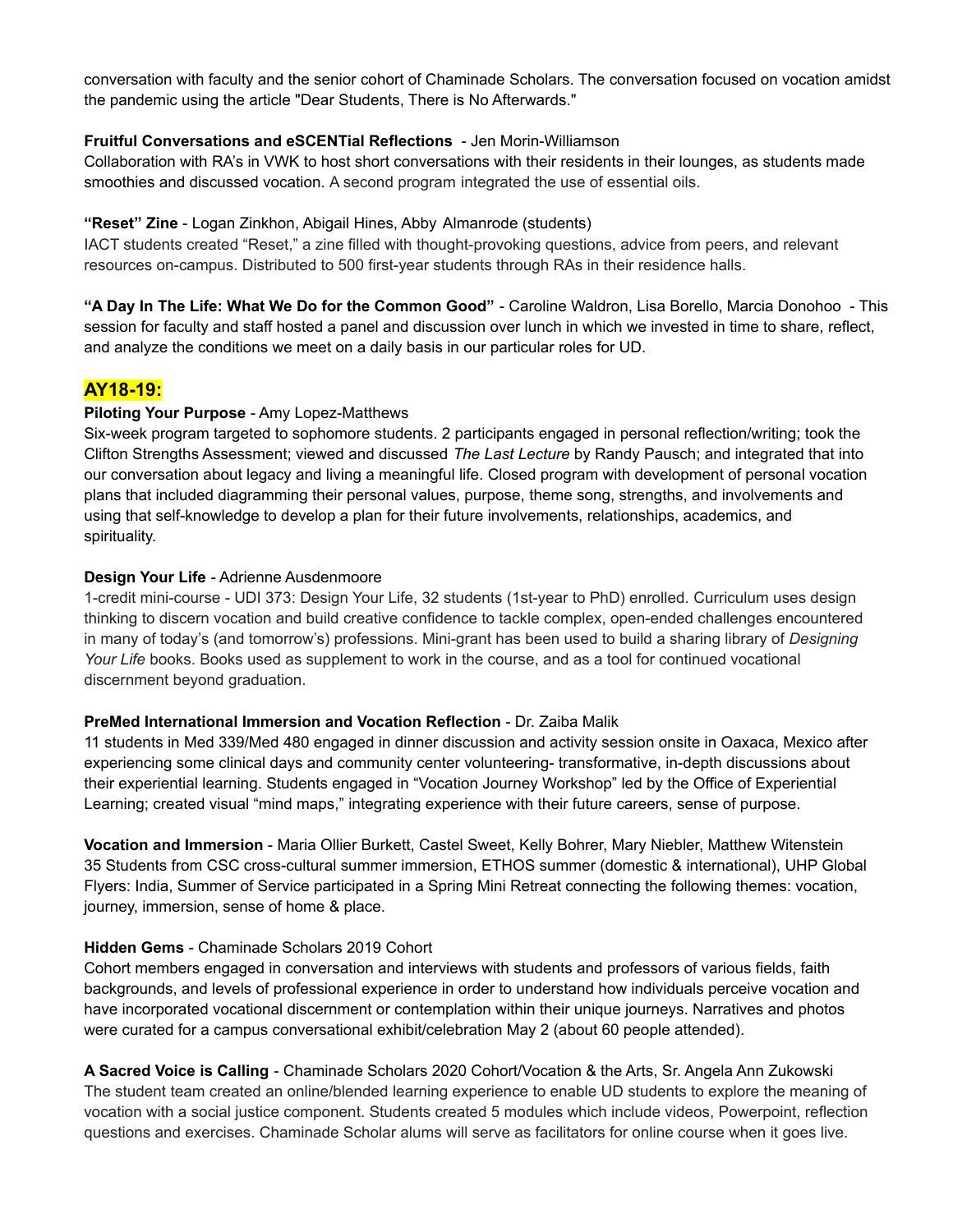conversation with faculty and the senior cohort of Chaminade Scholars. The conversation focused on vocation amidst the pandemic using the article "Dear Students, There is No Afterwards."

**Fruitful Conversations and eSCENTial Reflections** - Jen Morin-Williamson
Collaboration with RA's in VWK to host short conversations with their residents in their lounges, as students made smoothies and discussed vocation. A second program integrated the use of essential oils.

**"Reset" Zine** - Logan Zinkhon, Abigail Hines, Abby Almanrode (students)
IACT students created "Reset," a zine filled with thought-provoking questions, advice from peers, and relevant resources on-campus. Distributed to 500 first-year students through RAs in their residence halls.

**"A Day In The Life: What We Do for the Common Good"** - Caroline Waldron, Lisa Borello, Marcia Donohoo - This session for faculty and staff hosted a panel and discussion over lunch in which we invested in time to share, reflect, and analyze the conditions we meet on a daily basis in our particular roles for UD.

## AY18-19:

**Piloting Your Purpose** - Amy Lopez-Matthews
Six-week program targeted to sophomore students. 2 participants engaged in personal reflection/writing; took the Clifton Strengths Assessment; viewed and discussed *The Last Lecture* by Randy Pausch; and integrated that into our conversation about legacy and living a meaningful life. Closed program with development of personal vocation plans that included diagramming their personal values, purpose, theme song, strengths, and involvements and using that self-knowledge to develop a plan for their future involvements, relationships, academics, and spirituality.

**Design Your Life** - Adrienne Ausdenmoore
1-credit mini-course - UDI 373: Design Your Life, 32 students (1st-year to PhD) enrolled. Curriculum uses design thinking to discern vocation and build creative confidence to tackle complex, open-ended challenges encountered in many of today's (and tomorrow's) professions. Mini-grant has been used to build a sharing library of *Designing Your Life* books. Books used as supplement to work in the course, and as a tool for continued vocational discernment beyond graduation.

**PreMed International Immersion and Vocation Reflection** - Dr. Zaiba Malik
11 students in Med 339/Med 480 engaged in dinner discussion and activity session onsite in Oaxaca, Mexico after experiencing some clinical days and community center volunteering- transformative, in-depth discussions about their experiential learning. Students engaged in "Vocation Journey Workshop" led by the Office of Experiential Learning; created visual "mind maps," integrating experience with their future careers, sense of purpose.

**Vocation and Immersion** - Maria Ollier Burkett, Castel Sweet, Kelly Bohrer, Mary Niebler, Matthew Witenstein
35 Students from CSC cross-cultural summer immersion, ETHOS summer (domestic & international), UHP Global Flyers: India, Summer of Service participated in a Spring Mini Retreat connecting the following themes: vocation, journey, immersion, sense of home & place.

**Hidden Gems** - Chaminade Scholars 2019 Cohort
Cohort members engaged in conversation and interviews with students and professors of various fields, faith backgrounds, and levels of professional experience in order to understand how individuals perceive vocation and have incorporated vocational discernment or contemplation within their unique journeys. Narratives and photos were curated for a campus conversational exhibit/celebration May 2 (about 60 people attended).

**A Sacred Voice is Calling** - Chaminade Scholars 2020 Cohort/Vocation & the Arts, Sr. Angela Ann Zukowski
The student team created an online/blended learning experience to enable UD students to explore the meaning of vocation with a social justice component. Students created 5 modules which include videos, Powerpoint, reflection questions and exercises. Chaminade Scholar alums will serve as facilitators for online course when it goes live.